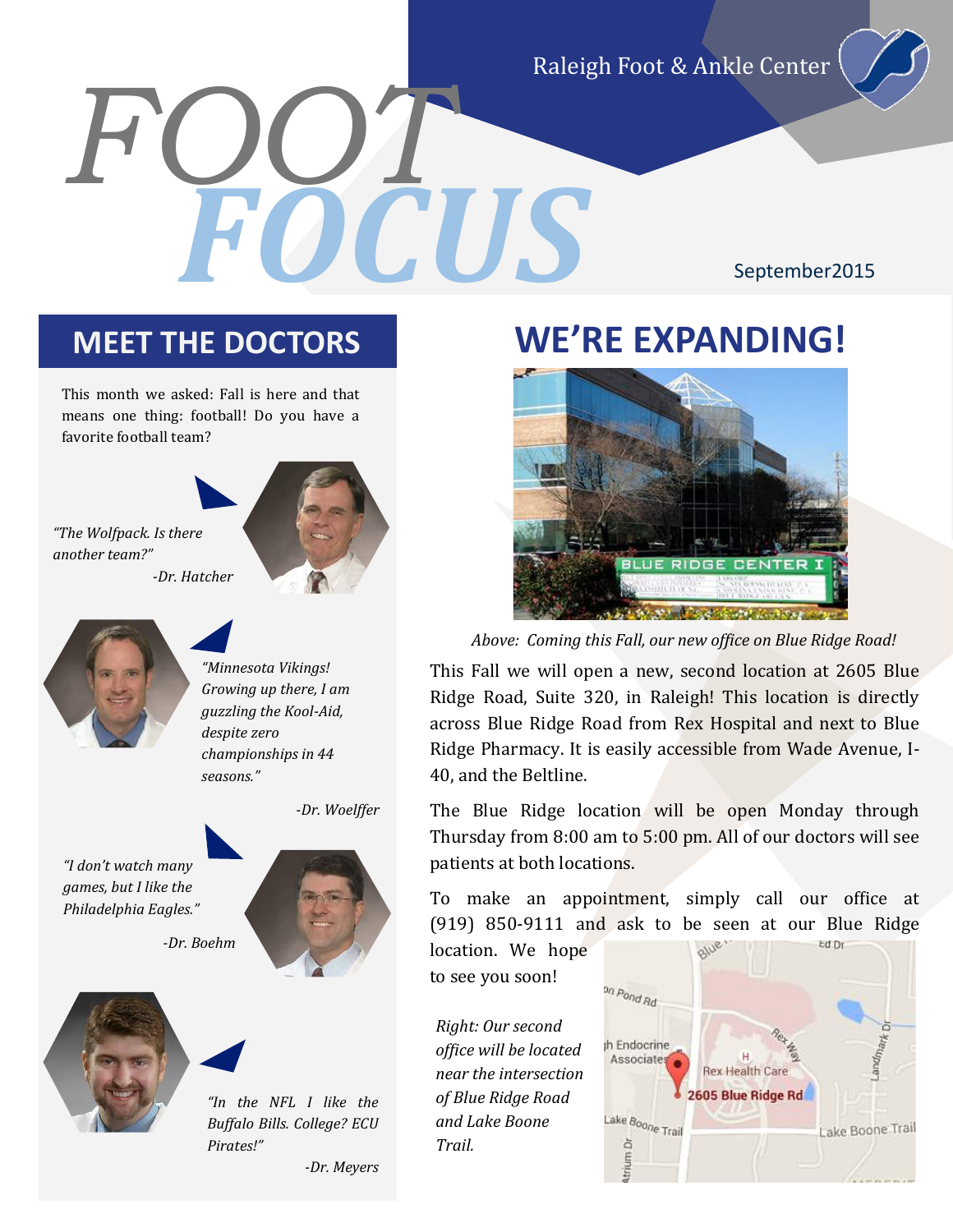Raleigh Foot & Ankle Center

# FOOT FOCUS

September2015

## MEET THE DOCTORS

This month we asked: Fall is here and that means one thing: football! Do you have a favorite football team?

*"The Wolfpack. Is there another team?"*

*-Dr. Hatcher*

*"Minnesota Vikings! Growing up there, I am guzzling the Kool-Aid, despite zero championships in 44 seasons."*

*-Dr. Woelffer*

*"I don't watch many games, but I like the Philadelphia Eagles."*

*-Dr. Boehm*

*"In the NFL I like the Buffalo Bills. College? ECU Pirates!"*

*-Dr. Meyers*

## WE'RE EXPANDING!

*Above: Coming this Fall, our new office on Blue Ridge Road!*

This Fall we will open a new, second location at 2605 Blue Ridge Road, Suite 320, in Raleigh! This location is directly across Blue Ridge Road from Rex Hospital and next to Blue Ridge Pharmacy. It is easily accessible from Wade Avenue, I-40, and the Beltline.

The Blue Ridge location will be open Monday through Thursday from 8:00 am to 5:00 pm. All of our doctors will see patients at both locations.

To make an appointment, simply call our office at (919) 850-9111 and ask to be seen at our Blue Ridge location. We hope to see you soon!

*Right: Our second office will be located near the intersection of Blue Ridge Road and Lake Boone Trail.*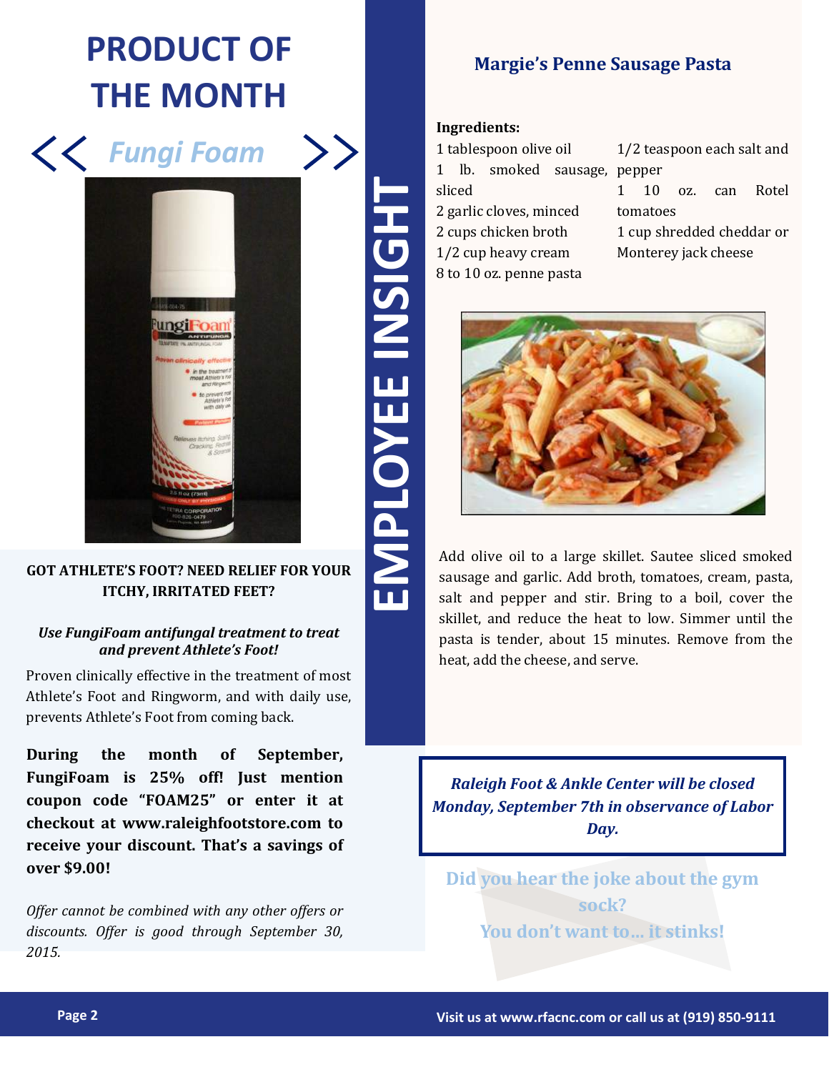# PRODUCT OF THE MONTH

## << *Fungi Foam* >>

**GOT ATHLETE'S FOOT? NEED RELIEF FOR YOUR ITCHY, IRRITATED FEET?**

***Use FungiFoam antifungal treatment to treat and prevent Athlete's Foot!***

Proven clinically effective in the treatment of most Athlete's Foot and Ringworm, and with daily use, prevents Athlete's Foot from coming back.

**During the month of September, FungiFoam is 25% off! Just mention coupon code "FOAM25" or enter it at checkout at www.raleighfootstore.com to receive your discount. That's a savings of over $9.00!**

*Offer cannot be combined with any other offers or discounts. Offer is good through September 30, 2015.*

# EMPLOYEE INSIGHT

## Margie's Penne Sausage Pasta

**Ingredients:**

- 1 tablespoon olive oil
- 1 lb. smoked sausage, sliced
- 2 garlic cloves, minced
- 2 cups chicken broth
- 1/2 cup heavy cream
- 8 to 10 oz. penne pasta
- 1/2 teaspoon each salt and pepper
- 1 10 oz. can Rotel tomatoes
- 1 cup shredded cheddar or Monterey jack cheese

Add olive oil to a large skillet. Sautee sliced smoked sausage and garlic. Add broth, tomatoes, cream, pasta, salt and pepper and stir. Bring to a boil, cover the skillet, and reduce the heat to low. Simmer until the pasta is tender, about 15 minutes. Remove from the heat, add the cheese, and serve.

***Raleigh Foot & Ankle Center will be closed Monday, September 7th in observance of Labor Day.***

**Did you hear the joke about the gym sock?**
**You don't want to... it stinks!**

Visit us at www.rfacnc.com or call us at (919) 850-9111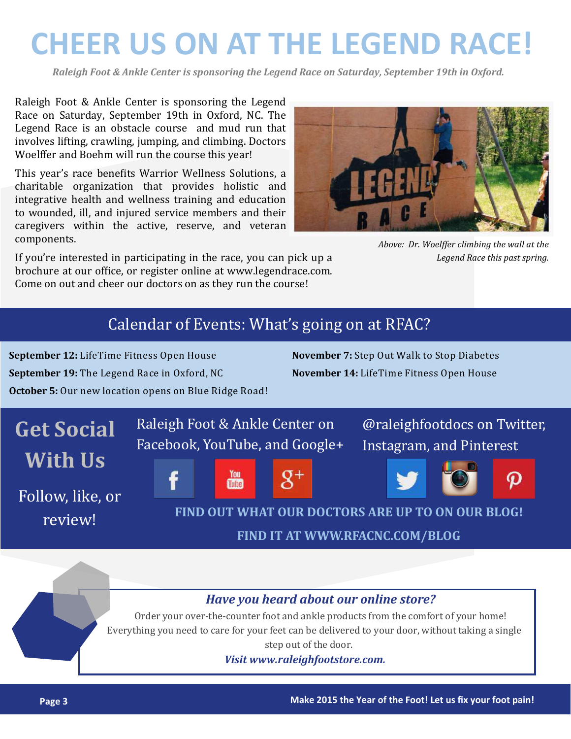# CHEER US ON AT THE LEGEND RACE!

*Raleigh Foot & Ankle Center is sponsoring the Legend Race on Saturday, September 19th in Oxford.*

Raleigh Foot & Ankle Center is sponsoring the Legend Race on Saturday, September 19th in Oxford, NC. The Legend Race is an obstacle course and mud run that involves lifting, crawling, jumping, and climbing. Doctors Woelffer and Boehm will run the course this year!

This year's race benefits Warrior Wellness Solutions, a charitable organization that provides holistic and integrative health and wellness training and education to wounded, ill, and injured service members and their caregivers within the active, reserve, and veteran components.

If you're interested in participating in the race, you can pick up a brochure at our office, or register online at www.legendrace.com. Come on out and cheer our doctors on as they run the course!

*Above: Dr. Woelffer climbing the wall at the Legend Race this past spring.*

## Calendar of Events: What's going on at RFAC?

**September 12:** LifeTime Fitness Open House

**September 19:** The Legend Race in Oxford, NC

**October 5:** Our new location opens on Blue Ridge Road!

**November 7:** Step Out Walk to Stop Diabetes

**November 14:** LifeTime Fitness Open House

## Get Social With Us

Follow, like, or review!

Raleigh Foot & Ankle Center on Facebook, YouTube, and Google+

@raleighfootdocs on Twitter, Instagram, and Pinterest

**FIND OUT WHAT OUR DOCTORS ARE UP TO ON OUR BLOG!**

**FIND IT AT WWW.RFACNC.COM/BLOG**

### *Have you heard about our online store?*

Order your over-the-counter foot and ankle products from the comfort of your home! Everything you need to care for your feet can be delivered to your door, without taking a single step out of the door.

***Visit www.raleighfootstore.com.***

**Make 2015 the Year of the Foot! Let us fix your foot pain!**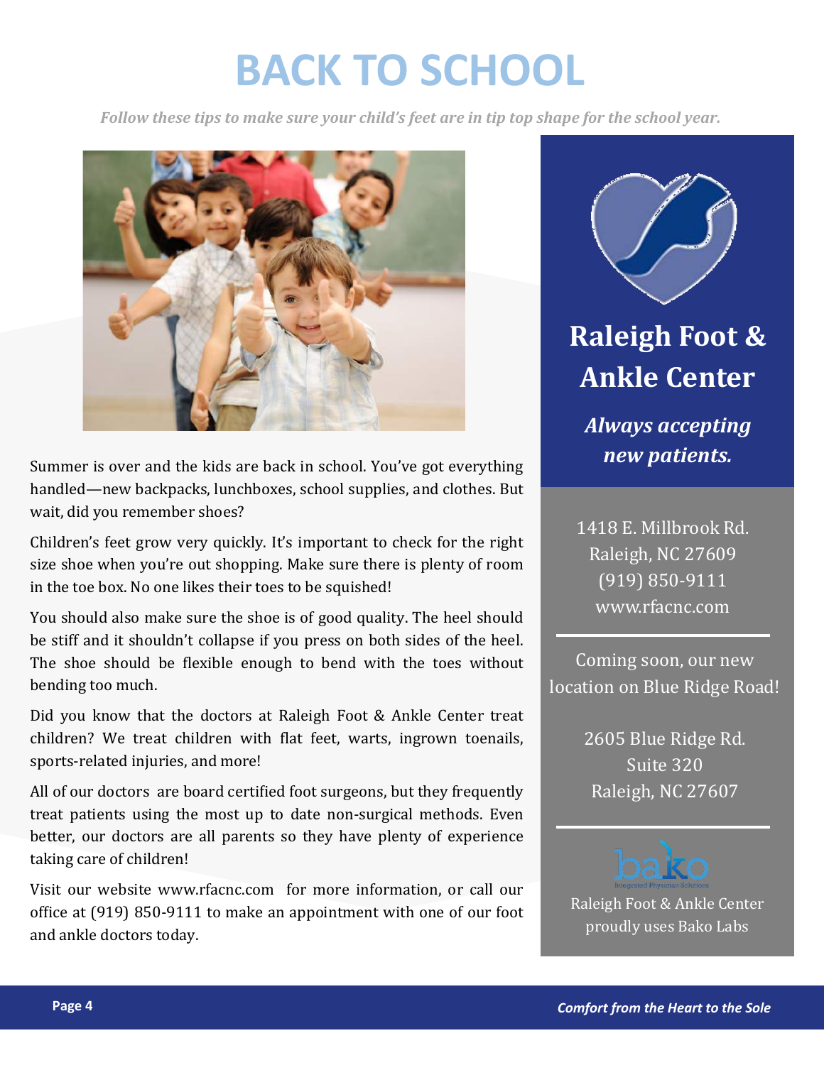# BACK TO SCHOOL

*Follow these tips to make sure your child's feet are in tip top shape for the school year.*

Summer is over and the kids are back in school. You've got everything handled—new backpacks, lunchboxes, school supplies, and clothes. But wait, did you remember shoes?

Children's feet grow very quickly. It's important to check for the right size shoe when you're out shopping. Make sure there is plenty of room in the toe box. No one likes their toes to be squished!

You should also make sure the shoe is of good quality. The heel should be stiff and it shouldn't collapse if you press on both sides of the heel. The shoe should be flexible enough to bend with the toes without bending too much.

Did you know that the doctors at Raleigh Foot & Ankle Center treat children? We treat children with flat feet, warts, ingrown toenails, sports-related injuries, and more!

All of our doctors are board certified foot surgeons, but they frequently treat patients using the most up to date non-surgical methods. Even better, our doctors are all parents so they have plenty of experience taking care of children!

Visit our website www.rfacnc.com for more information, or call our office at (919) 850-9111 to make an appointment with one of our foot and ankle doctors today.

## Raleigh Foot & Ankle Center

***Always accepting new patients.***

1418 E. Millbrook Rd.
Raleigh, NC 27609
(919) 850-9111
www.rfacnc.com

---

Coming soon, our new location on Blue Ridge Road!

2605 Blue Ridge Rd.
Suite 320
Raleigh, NC 27607

---

bako
Integrated Physician Solutions

Raleigh Foot & Ankle Center proudly uses Bako Labs